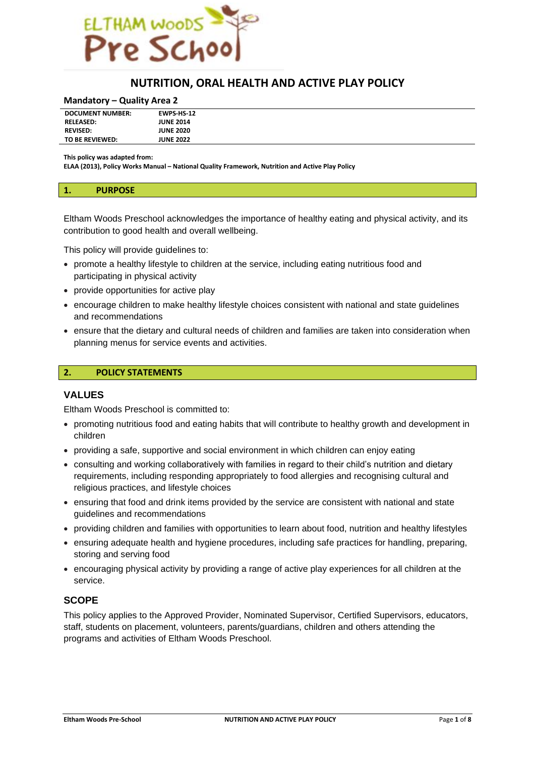# NUTRITION, ORAL HEALTH AND ACTIVE PLAY POLICY

**Mandatory – Quality Area 2**

| | |
|---|---|
| **DOCUMENT NUMBER:** | **EWPS-HS-12** |
| **RELEASED:** | **JUNE 2014** |
| **REVISED:** | **JUNE 2020** |
| **TO BE REVIEWED:** | **JUNE 2022** |

**This policy was adapted from:**
**ELAA (2013), Policy Works Manual – National Quality Framework, Nutrition and Active Play Policy**

## 1. PURPOSE

Eltham Woods Preschool acknowledges the importance of healthy eating and physical activity, and its contribution to good health and overall wellbeing.

This policy will provide guidelines to:

- promote a healthy lifestyle to children at the service, including eating nutritious food and participating in physical activity
- provide opportunities for active play
- encourage children to make healthy lifestyle choices consistent with national and state guidelines and recommendations
- ensure that the dietary and cultural needs of children and families are taken into consideration when planning menus for service events and activities.

## 2. POLICY STATEMENTS

### VALUES

Eltham Woods Preschool is committed to:

- promoting nutritious food and eating habits that will contribute to healthy growth and development in children
- providing a safe, supportive and social environment in which children can enjoy eating
- consulting and working collaboratively with families in regard to their child's nutrition and dietary requirements, including responding appropriately to food allergies and recognising cultural and religious practices, and lifestyle choices
- ensuring that food and drink items provided by the service are consistent with national and state guidelines and recommendations
- providing children and families with opportunities to learn about food, nutrition and healthy lifestyles
- ensuring adequate health and hygiene procedures, including safe practices for handling, preparing, storing and serving food
- encouraging physical activity by providing a range of active play experiences for all children at the service.

### SCOPE

This policy applies to the Approved Provider, Nominated Supervisor, Certified Supervisors, educators, staff, students on placement, volunteers, parents/guardians, children and others attending the programs and activities of Eltham Woods Preschool.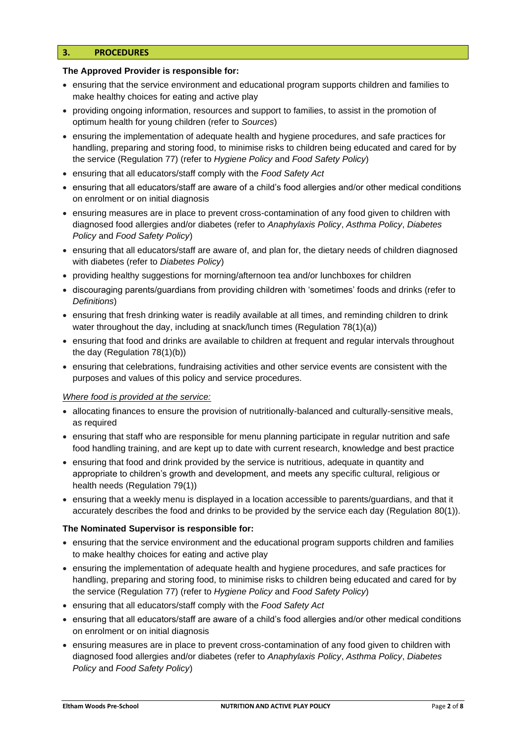## 3. PROCEDURES

**The Approved Provider is responsible for:**

- ensuring that the service environment and educational program supports children and families to make healthy choices for eating and active play
- providing ongoing information, resources and support to families, to assist in the promotion of optimum health for young children (refer to *Sources*)
- ensuring the implementation of adequate health and hygiene procedures, and safe practices for handling, preparing and storing food, to minimise risks to children being educated and cared for by the service (Regulation 77) (refer to *Hygiene Policy* and *Food Safety Policy*)
- ensuring that all educators/staff comply with the *Food Safety Act*
- ensuring that all educators/staff are aware of a child's food allergies and/or other medical conditions on enrolment or on initial diagnosis
- ensuring measures are in place to prevent cross-contamination of any food given to children with diagnosed food allergies and/or diabetes (refer to *Anaphylaxis Policy*, *Asthma Policy*, *Diabetes Policy* and *Food Safety Policy*)
- ensuring that all educators/staff are aware of, and plan for, the dietary needs of children diagnosed with diabetes (refer to *Diabetes Policy*)
- providing healthy suggestions for morning/afternoon tea and/or lunchboxes for children
- discouraging parents/guardians from providing children with 'sometimes' foods and drinks (refer to *Definitions*)
- ensuring that fresh drinking water is readily available at all times, and reminding children to drink water throughout the day, including at snack/lunch times (Regulation 78(1)(a))
- ensuring that food and drinks are available to children at frequent and regular intervals throughout the day (Regulation 78(1)(b))
- ensuring that celebrations, fundraising activities and other service events are consistent with the purposes and values of this policy and service procedures.

*Where food is provided at the service:*

- allocating finances to ensure the provision of nutritionally-balanced and culturally-sensitive meals, as required
- ensuring that staff who are responsible for menu planning participate in regular nutrition and safe food handling training, and are kept up to date with current research, knowledge and best practice
- ensuring that food and drink provided by the service is nutritious, adequate in quantity and appropriate to children's growth and development, and meets any specific cultural, religious or health needs (Regulation 79(1))
- ensuring that a weekly menu is displayed in a location accessible to parents/guardians, and that it accurately describes the food and drinks to be provided by the service each day (Regulation 80(1)).

**The Nominated Supervisor is responsible for:**

- ensuring that the service environment and the educational program supports children and families to make healthy choices for eating and active play
- ensuring the implementation of adequate health and hygiene procedures, and safe practices for handling, preparing and storing food, to minimise risks to children being educated and cared for by the service (Regulation 77) (refer to *Hygiene Policy* and *Food Safety Policy*)
- ensuring that all educators/staff comply with the *Food Safety Act*
- ensuring that all educators/staff are aware of a child's food allergies and/or other medical conditions on enrolment or on initial diagnosis
- ensuring measures are in place to prevent cross-contamination of any food given to children with diagnosed food allergies and/or diabetes (refer to *Anaphylaxis Policy*, *Asthma Policy*, *Diabetes Policy* and *Food Safety Policy*)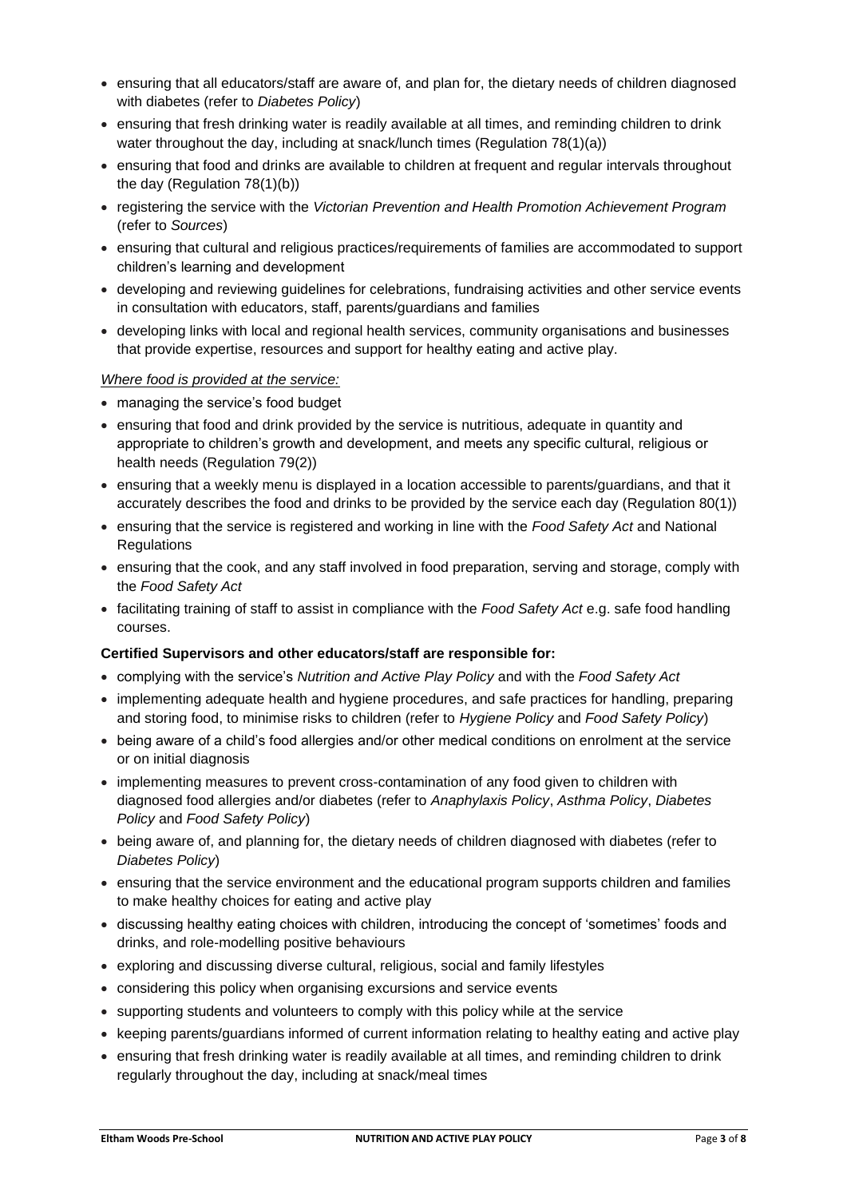- ensuring that all educators/staff are aware of, and plan for, the dietary needs of children diagnosed with diabetes (refer to *Diabetes Policy*)
- ensuring that fresh drinking water is readily available at all times, and reminding children to drink water throughout the day, including at snack/lunch times (Regulation 78(1)(a))
- ensuring that food and drinks are available to children at frequent and regular intervals throughout the day (Regulation 78(1)(b))
- registering the service with the *Victorian Prevention and Health Promotion Achievement Program* (refer to *Sources*)
- ensuring that cultural and religious practices/requirements of families are accommodated to support children's learning and development
- developing and reviewing guidelines for celebrations, fundraising activities and other service events in consultation with educators, staff, parents/guardians and families
- developing links with local and regional health services, community organisations and businesses that provide expertise, resources and support for healthy eating and active play.

*Where food is provided at the service:*

- managing the service's food budget
- ensuring that food and drink provided by the service is nutritious, adequate in quantity and appropriate to children's growth and development, and meets any specific cultural, religious or health needs (Regulation 79(2))
- ensuring that a weekly menu is displayed in a location accessible to parents/guardians, and that it accurately describes the food and drinks to be provided by the service each day (Regulation 80(1))
- ensuring that the service is registered and working in line with the *Food Safety Act* and National Regulations
- ensuring that the cook, and any staff involved in food preparation, serving and storage, comply with the *Food Safety Act*
- facilitating training of staff to assist in compliance with the *Food Safety Act* e.g. safe food handling courses.

**Certified Supervisors and other educators/staff are responsible for:**

- complying with the service's *Nutrition and Active Play Policy* and with the *Food Safety Act*
- implementing adequate health and hygiene procedures, and safe practices for handling, preparing and storing food, to minimise risks to children (refer to *Hygiene Policy* and *Food Safety Policy*)
- being aware of a child's food allergies and/or other medical conditions on enrolment at the service or on initial diagnosis
- implementing measures to prevent cross-contamination of any food given to children with diagnosed food allergies and/or diabetes (refer to *Anaphylaxis Policy*, *Asthma Policy*, *Diabetes Policy* and *Food Safety Policy*)
- being aware of, and planning for, the dietary needs of children diagnosed with diabetes (refer to *Diabetes Policy*)
- ensuring that the service environment and the educational program supports children and families to make healthy choices for eating and active play
- discussing healthy eating choices with children, introducing the concept of 'sometimes' foods and drinks, and role-modelling positive behaviours
- exploring and discussing diverse cultural, religious, social and family lifestyles
- considering this policy when organising excursions and service events
- supporting students and volunteers to comply with this policy while at the service
- keeping parents/guardians informed of current information relating to healthy eating and active play
- ensuring that fresh drinking water is readily available at all times, and reminding children to drink regularly throughout the day, including at snack/meal times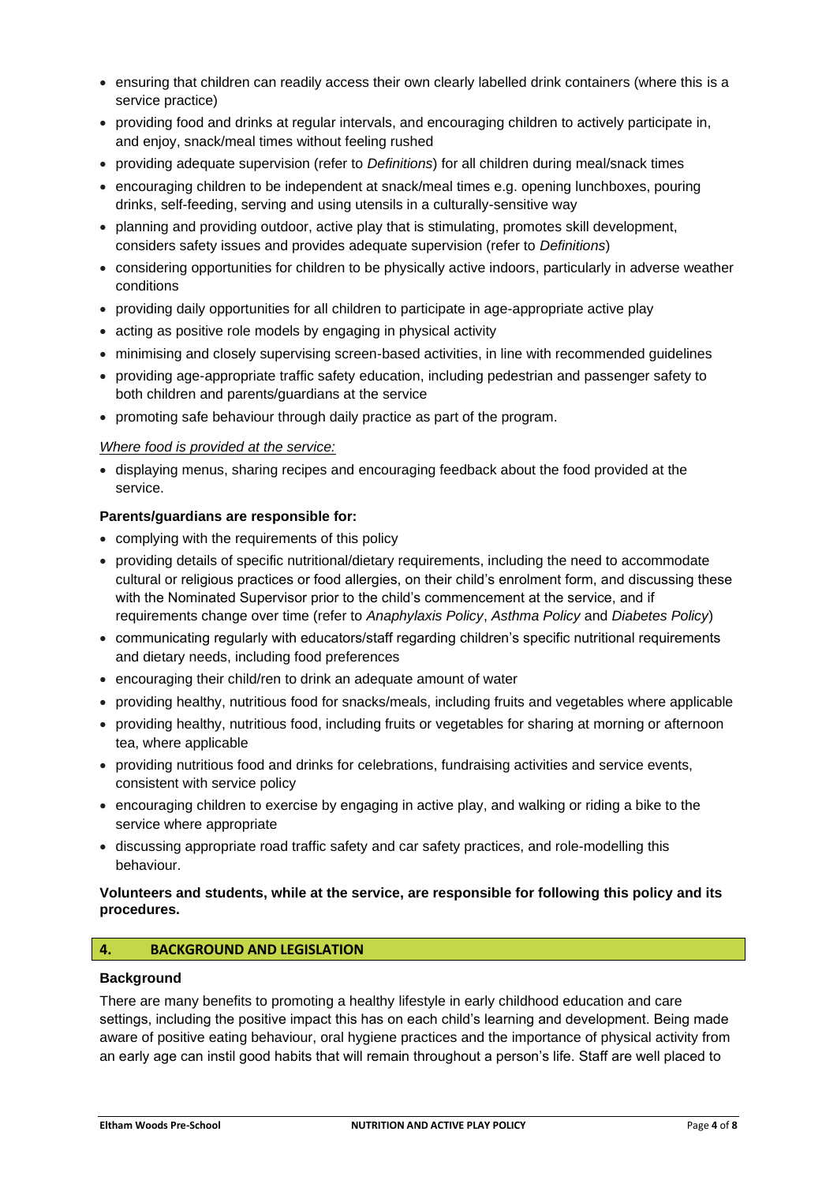- ensuring that children can readily access their own clearly labelled drink containers (where this is a service practice)
- providing food and drinks at regular intervals, and encouraging children to actively participate in, and enjoy, snack/meal times without feeling rushed
- providing adequate supervision (refer to *Definitions*) for all children during meal/snack times
- encouraging children to be independent at snack/meal times e.g. opening lunchboxes, pouring drinks, self-feeding, serving and using utensils in a culturally-sensitive way
- planning and providing outdoor, active play that is stimulating, promotes skill development, considers safety issues and provides adequate supervision (refer to *Definitions*)
- considering opportunities for children to be physically active indoors, particularly in adverse weather conditions
- providing daily opportunities for all children to participate in age-appropriate active play
- acting as positive role models by engaging in physical activity
- minimising and closely supervising screen-based activities, in line with recommended guidelines
- providing age-appropriate traffic safety education, including pedestrian and passenger safety to both children and parents/guardians at the service
- promoting safe behaviour through daily practice as part of the program.

*Where food is provided at the service:*

- displaying menus, sharing recipes and encouraging feedback about the food provided at the service.

**Parents/guardians are responsible for:**

- complying with the requirements of this policy
- providing details of specific nutritional/dietary requirements, including the need to accommodate cultural or religious practices or food allergies, on their child's enrolment form, and discussing these with the Nominated Supervisor prior to the child's commencement at the service, and if requirements change over time (refer to *Anaphylaxis Policy*, *Asthma Policy* and *Diabetes Policy*)
- communicating regularly with educators/staff regarding children's specific nutritional requirements and dietary needs, including food preferences
- encouraging their child/ren to drink an adequate amount of water
- providing healthy, nutritious food for snacks/meals, including fruits and vegetables where applicable
- providing healthy, nutritious food, including fruits or vegetables for sharing at morning or afternoon tea, where applicable
- providing nutritious food and drinks for celebrations, fundraising activities and service events, consistent with service policy
- encouraging children to exercise by engaging in active play, and walking or riding a bike to the service where appropriate
- discussing appropriate road traffic safety and car safety practices, and role-modelling this behaviour.

**Volunteers and students, while at the service, are responsible for following this policy and its procedures.**

## 4. BACKGROUND AND LEGISLATION

**Background**

There are many benefits to promoting a healthy lifestyle in early childhood education and care settings, including the positive impact this has on each child's learning and development. Being made aware of positive eating behaviour, oral hygiene practices and the importance of physical activity from an early age can instil good habits that will remain throughout a person's life. Staff are well placed to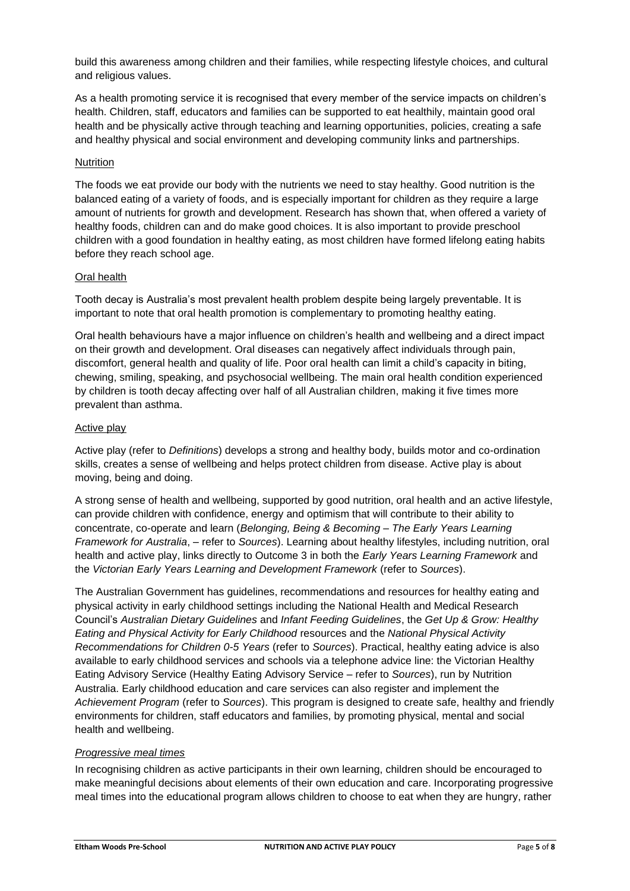build this awareness among children and their families, while respecting lifestyle choices, and cultural and religious values.

As a health promoting service it is recognised that every member of the service impacts on children's health. Children, staff, educators and families can be supported to eat healthily, maintain good oral health and be physically active through teaching and learning opportunities, policies, creating a safe and healthy physical and social environment and developing community links and partnerships.

<u>Nutrition</u>

The foods we eat provide our body with the nutrients we need to stay healthy. Good nutrition is the balanced eating of a variety of foods, and is especially important for children as they require a large amount of nutrients for growth and development. Research has shown that, when offered a variety of healthy foods, children can and do make good choices. It is also important to provide preschool children with a good foundation in healthy eating, as most children have formed lifelong eating habits before they reach school age.

<u>Oral health</u>

Tooth decay is Australia's most prevalent health problem despite being largely preventable. It is important to note that oral health promotion is complementary to promoting healthy eating.

Oral health behaviours have a major influence on children's health and wellbeing and a direct impact on their growth and development. Oral diseases can negatively affect individuals through pain, discomfort, general health and quality of life. Poor oral health can limit a child's capacity in biting, chewing, smiling, speaking, and psychosocial wellbeing. The main oral health condition experienced by children is tooth decay affecting over half of all Australian children, making it five times more prevalent than asthma.

<u>Active play</u>

Active play (refer to *Definitions*) develops a strong and healthy body, builds motor and co-ordination skills, creates a sense of wellbeing and helps protect children from disease. Active play is about moving, being and doing.

A strong sense of health and wellbeing, supported by good nutrition, oral health and an active lifestyle, can provide children with confidence, energy and optimism that will contribute to their ability to concentrate, co-operate and learn (*Belonging, Being & Becoming – The Early Years Learning Framework for Australia*, – refer to *Sources*). Learning about healthy lifestyles, including nutrition, oral health and active play, links directly to Outcome 3 in both the *Early Years Learning Framework* and the *Victorian Early Years Learning and Development Framework* (refer to *Sources*).

The Australian Government has guidelines, recommendations and resources for healthy eating and physical activity in early childhood settings including the National Health and Medical Research Council's *Australian Dietary Guidelines* and *Infant Feeding Guidelines*, the *Get Up & Grow: Healthy Eating and Physical Activity for Early Childhood* resources and the *National Physical Activity Recommendations for Children 0-5 Years* (refer to *Sources*). Practical, healthy eating advice is also available to early childhood services and schools via a telephone advice line: the Victorian Healthy Eating Advisory Service (Healthy Eating Advisory Service – refer to *Sources*), run by Nutrition Australia. Early childhood education and care services can also register and implement the *Achievement Program* (refer to *Sources*). This program is designed to create safe, healthy and friendly environments for children, staff educators and families, by promoting physical, mental and social health and wellbeing.

<u>*Progressive meal times*</u>

In recognising children as active participants in their own learning, children should be encouraged to make meaningful decisions about elements of their own education and care. Incorporating progressive meal times into the educational program allows children to choose to eat when they are hungry, rather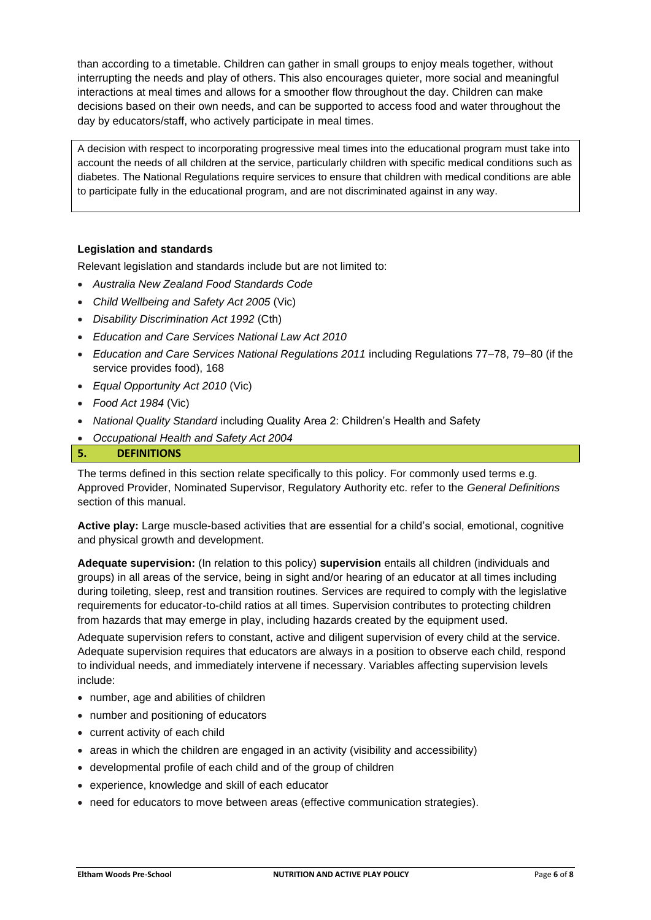than according to a timetable. Children can gather in small groups to enjoy meals together, without interrupting the needs and play of others. This also encourages quieter, more social and meaningful interactions at meal times and allows for a smoother flow throughout the day. Children can make decisions based on their own needs, and can be supported to access food and water throughout the day by educators/staff, who actively participate in meal times.

> A decision with respect to incorporating progressive meal times into the educational program must take into account the needs of all children at the service, particularly children with specific medical conditions such as diabetes. The National Regulations require services to ensure that children with medical conditions are able to participate fully in the educational program, and are not discriminated against in any way.

**Legislation and standards**

Relevant legislation and standards include but are not limited to:

- *Australia New Zealand Food Standards Code*
- *Child Wellbeing and Safety Act 2005* (Vic)
- *Disability Discrimination Act 1992* (Cth)
- *Education and Care Services National Law Act 2010*
- *Education and Care Services National Regulations 2011* including Regulations 77–78, 79–80 (if the service provides food), 168
- *Equal Opportunity Act 2010* (Vic)
- *Food Act 1984* (Vic)
- *National Quality Standard* including Quality Area 2: Children's Health and Safety
- *Occupational Health and Safety Act 2004*

## 5. DEFINITIONS

The terms defined in this section relate specifically to this policy. For commonly used terms e.g. Approved Provider, Nominated Supervisor, Regulatory Authority etc. refer to the *General Definitions* section of this manual.

**Active play:** Large muscle-based activities that are essential for a child's social, emotional, cognitive and physical growth and development.

**Adequate supervision:** (In relation to this policy) **supervision** entails all children (individuals and groups) in all areas of the service, being in sight and/or hearing of an educator at all times including during toileting, sleep, rest and transition routines. Services are required to comply with the legislative requirements for educator-to-child ratios at all times. Supervision contributes to protecting children from hazards that may emerge in play, including hazards created by the equipment used.

Adequate supervision refers to constant, active and diligent supervision of every child at the service. Adequate supervision requires that educators are always in a position to observe each child, respond to individual needs, and immediately intervene if necessary. Variables affecting supervision levels include:

- number, age and abilities of children
- number and positioning of educators
- current activity of each child
- areas in which the children are engaged in an activity (visibility and accessibility)
- developmental profile of each child and of the group of children
- experience, knowledge and skill of each educator
- need for educators to move between areas (effective communication strategies).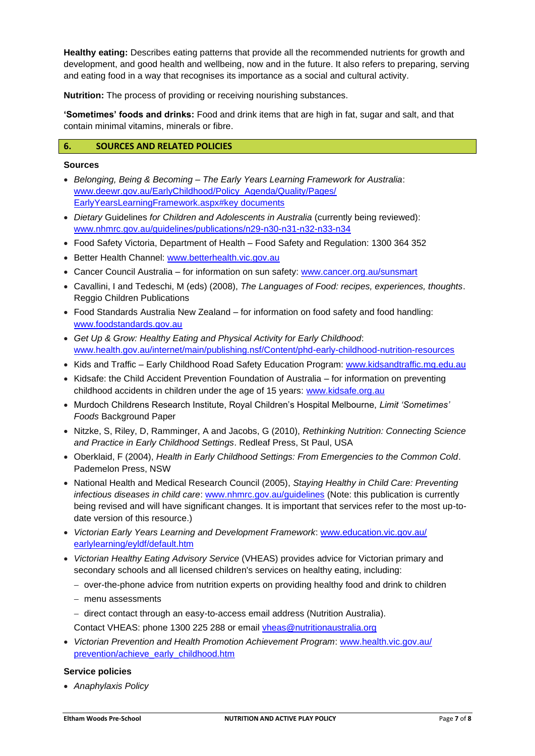**Healthy eating:** Describes eating patterns that provide all the recommended nutrients for growth and development, and good health and wellbeing, now and in the future. It also refers to preparing, serving and eating food in a way that recognises its importance as a social and cultural activity.

**Nutrition:** The process of providing or receiving nourishing substances.

**'Sometimes' foods and drinks:** Food and drink items that are high in fat, sugar and salt, and that contain minimal vitamins, minerals or fibre.

## 6. SOURCES AND RELATED POLICIES

### Sources

- *Belonging, Being & Becoming – The Early Years Learning Framework for Australia*: www.deewr.gov.au/EarlyChildhood/Policy_Agenda/Quality/Pages/EarlyYearsLearningFramework.aspx#key documents
- *Dietary* Guidelines *for Children and Adolescents in Australia* (currently being reviewed): www.nhmrc.gov.au/guidelines/publications/n29-n30-n31-n32-n33-n34
- Food Safety Victoria, Department of Health – Food Safety and Regulation: 1300 364 352
- Better Health Channel: www.betterhealth.vic.gov.au
- Cancer Council Australia – for information on sun safety: www.cancer.org.au/sunsmart
- Cavallini, I and Tedeschi, M (eds) (2008), *The Languages of Food: recipes, experiences, thoughts*. Reggio Children Publications
- Food Standards Australia New Zealand – for information on food safety and food handling: www.foodstandards.gov.au
- *Get Up & Grow: Healthy Eating and Physical Activity for Early Childhood*: www.health.gov.au/internet/main/publishing.nsf/Content/phd-early-childhood-nutrition-resources
- Kids and Traffic – Early Childhood Road Safety Education Program: www.kidsandtraffic.mq.edu.au
- Kidsafe: the Child Accident Prevention Foundation of Australia – for information on preventing childhood accidents in children under the age of 15 years: www.kidsafe.org.au
- Murdoch Childrens Research Institute, Royal Children's Hospital Melbourne, *Limit 'Sometimes' Foods* Background Paper
- Nitzke, S, Riley, D, Ramminger, A and Jacobs, G (2010), *Rethinking Nutrition: Connecting Science and Practice in Early Childhood Settings*. Redleaf Press, St Paul, USA
- Oberklaid, F (2004), *Health in Early Childhood Settings: From Emergencies to the Common Cold*. Pademelon Press, NSW
- National Health and Medical Research Council (2005), *Staying Healthy in Child Care: Preventing infectious diseases in child care*: www.nhmrc.gov.au/guidelines (Note: this publication is currently being revised and will have significant changes. It is important that services refer to the most up-to-date version of this resource.)
- *Victorian Early Years Learning and Development Framework*: www.education.vic.gov.au/earlylearning/eyldf/default.htm
- *Victorian Healthy Eating Advisory Service* (VHEAS) provides advice for Victorian primary and secondary schools and all licensed children's services on healthy eating, including:
  - over-the-phone advice from nutrition experts on providing healthy food and drink to children
  - menu assessments
  - direct contact through an easy-to-access email address (Nutrition Australia).

  Contact VHEAS: phone 1300 225 288 or email vheas@nutritionaustralia.org
- *Victorian Prevention and Health Promotion Achievement Program*: www.health.vic.gov.au/prevention/achieve_early_childhood.htm

### Service policies

- *Anaphylaxis Policy*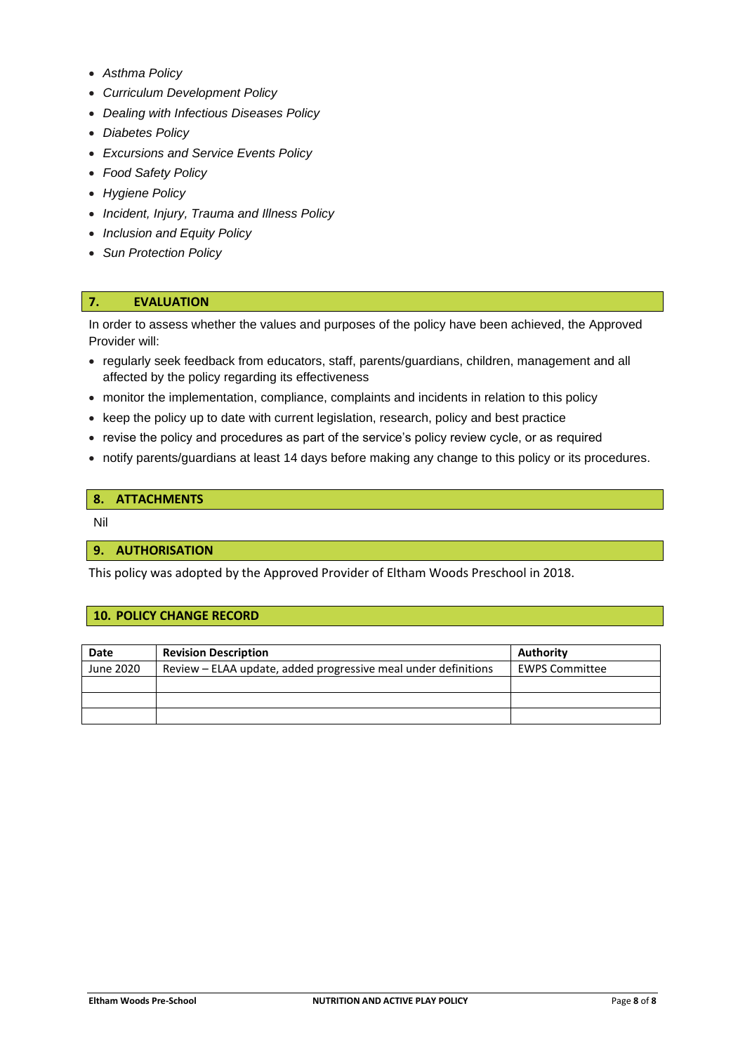- *Asthma Policy*
- *Curriculum Development Policy*
- *Dealing with Infectious Diseases Policy*
- *Diabetes Policy*
- *Excursions and Service Events Policy*
- *Food Safety Policy*
- *Hygiene Policy*
- *Incident, Injury, Trauma and Illness Policy*
- *Inclusion and Equity Policy*
- *Sun Protection Policy*

## 7. EVALUATION

In order to assess whether the values and purposes of the policy have been achieved, the Approved Provider will:

- regularly seek feedback from educators, staff, parents/guardians, children, management and all affected by the policy regarding its effectiveness
- monitor the implementation, compliance, complaints and incidents in relation to this policy
- keep the policy up to date with current legislation, research, policy and best practice
- revise the policy and procedures as part of the service's policy review cycle, or as required
- notify parents/guardians at least 14 days before making any change to this policy or its procedures.

## 8. ATTACHMENTS

Nil

## 9. AUTHORISATION

This policy was adopted by the Approved Provider of Eltham Woods Preschool in 2018.

## 10. POLICY CHANGE RECORD

| Date | Revision Description | Authority |
|---|---|---|
| June 2020 | Review – ELAA update, added progressive meal under definitions | EWPS Committee |
| | | |
| | | |
| | | |